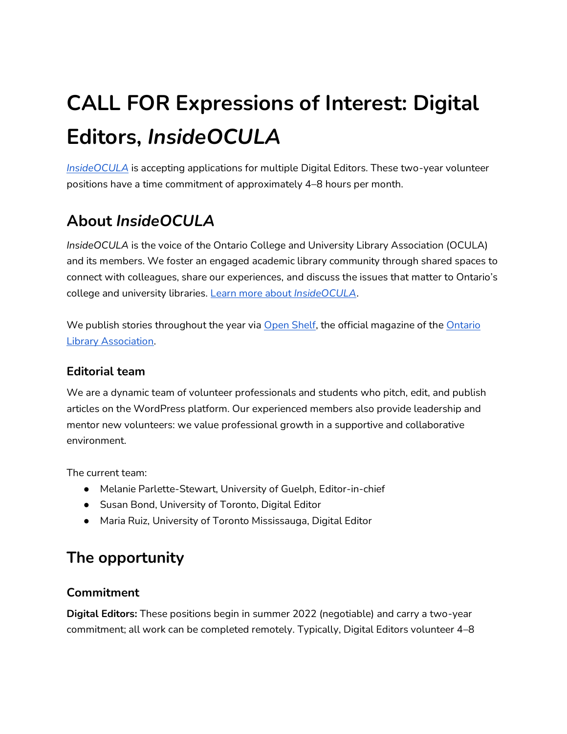# CALL FOR Expressions of Interest: Digital Editors, *InsideOCULA*

*InsideOCULA* is accepting applications for multiple Digital Editors. These two-year volunteer positions have a time commitment of approximately 4–8 hours per month.

## About *InsideOCULA*

*InsideOCULA* is the voice of the Ontario College and University Library Association (OCULA) and its members. We foster an engaged academic library community through shared spaces to connect with colleagues, share our experiences, and discuss the issues that matter to Ontario's college and university libraries. Learn more about *InsideOCULA*.

We publish stories throughout the year via Open Shelf, the official magazine of the Ontario Library Association.

### Editorial team

We are a dynamic team of volunteer professionals and students who pitch, edit, and publish articles on the WordPress platform. Our experienced members also provide leadership and mentor new volunteers: we value professional growth in a supportive and collaborative environment.

The current team:

- Melanie Parlette-Stewart, University of Guelph, Editor-in-chief
- Susan Bond, University of Toronto, Digital Editor
- Maria Ruiz, University of Toronto Mississauga, Digital Editor

## The opportunity

### Commitment

**Digital Editors:** These positions begin in summer 2022 (negotiable) and carry a two-year commitment; all work can be completed remotely. Typically, Digital Editors volunteer 4–8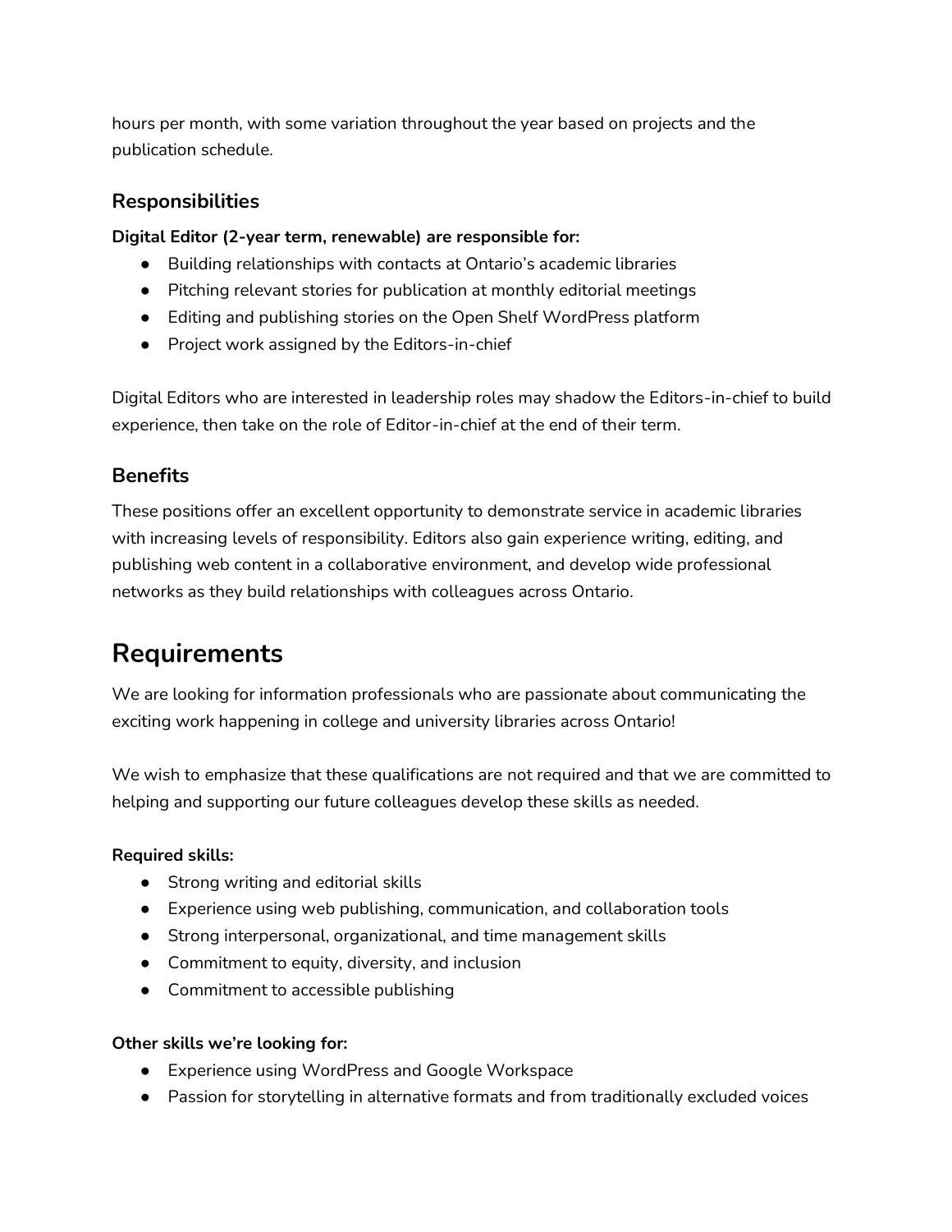hours per month, with some variation throughout the year based on projects and the publication schedule.

### Responsibilities

**Digital Editor (2-year term, renewable) are responsible for:**

- Building relationships with contacts at Ontario's academic libraries
- Pitching relevant stories for publication at monthly editorial meetings
- Editing and publishing stories on the Open Shelf WordPress platform
- Project work assigned by the Editors-in-chief

Digital Editors who are interested in leadership roles may shadow the Editors-in-chief to build experience, then take on the role of Editor-in-chief at the end of their term.

### Benefits

These positions offer an excellent opportunity to demonstrate service in academic libraries with increasing levels of responsibility. Editors also gain experience writing, editing, and publishing web content in a collaborative environment, and develop wide professional networks as they build relationships with colleagues across Ontario.

## Requirements

We are looking for information professionals who are passionate about communicating the exciting work happening in college and university libraries across Ontario!

We wish to emphasize that these qualifications are not required and that we are committed to helping and supporting our future colleagues develop these skills as needed.

**Required skills:**

- Strong writing and editorial skills
- Experience using web publishing, communication, and collaboration tools
- Strong interpersonal, organizational, and time management skills
- Commitment to equity, diversity, and inclusion
- Commitment to accessible publishing

**Other skills we're looking for:**

- Experience using WordPress and Google Workspace
- Passion for storytelling in alternative formats and from traditionally excluded voices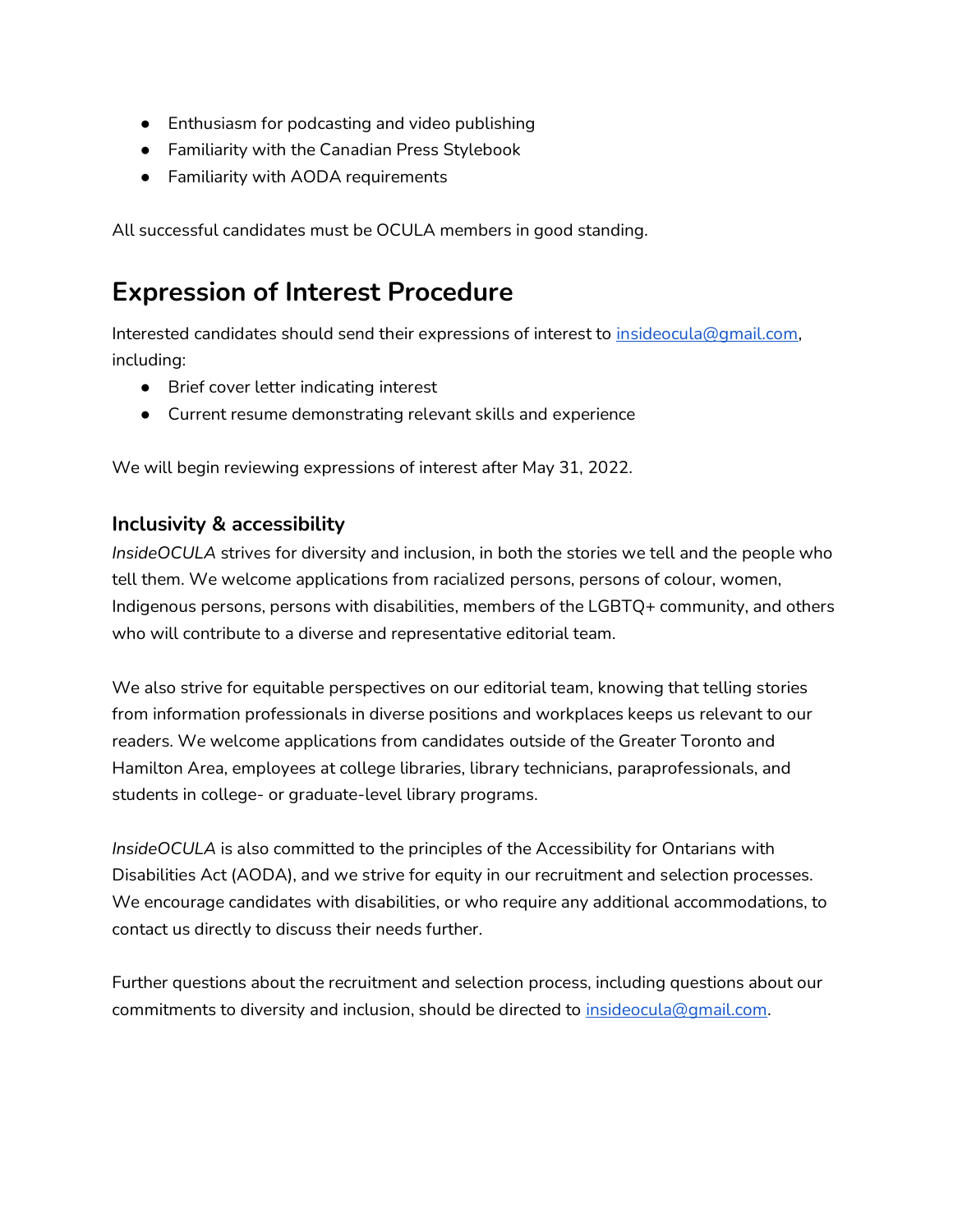- Enthusiasm for podcasting and video publishing
- Familiarity with the Canadian Press Stylebook
- Familiarity with AODA requirements

All successful candidates must be OCULA members in good standing.

## Expression of Interest Procedure

Interested candidates should send their expressions of interest to [insideocula@gmail.com](mailto:insideocula@gmail.com), including:

- Brief cover letter indicating interest
- Current resume demonstrating relevant skills and experience

We will begin reviewing expressions of interest after May 31, 2022.

### Inclusivity & accessibility

*InsideOCULA* strives for diversity and inclusion, in both the stories we tell and the people who tell them. We welcome applications from racialized persons, persons of colour, women, Indigenous persons, persons with disabilities, members of the LGBTQ+ community, and others who will contribute to a diverse and representative editorial team.

We also strive for equitable perspectives on our editorial team, knowing that telling stories from information professionals in diverse positions and workplaces keeps us relevant to our readers. We welcome applications from candidates outside of the Greater Toronto and Hamilton Area, employees at college libraries, library technicians, paraprofessionals, and students in college- or graduate-level library programs.

*InsideOCULA* is also committed to the principles of the Accessibility for Ontarians with Disabilities Act (AODA), and we strive for equity in our recruitment and selection processes. We encourage candidates with disabilities, or who require any additional accommodations, to contact us directly to discuss their needs further.

Further questions about the recruitment and selection process, including questions about our commitments to diversity and inclusion, should be directed to [insideocula@gmail.com](mailto:insideocula@gmail.com).